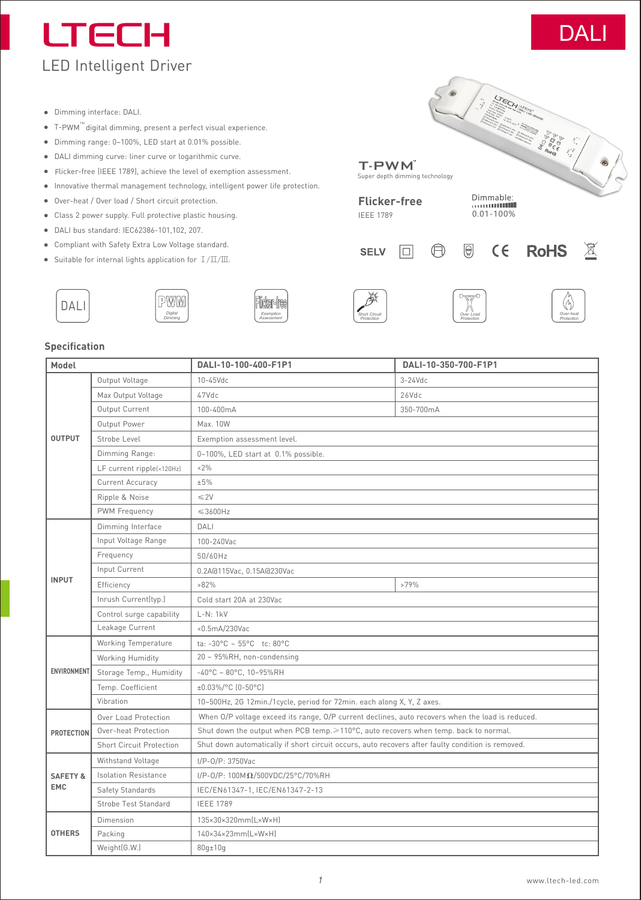# LTECH

## LED Intelligent Driver

DALI

- Dimming interface: DALI.
- T-PWM™ digital dimming, present a perfect visual experience.
- Dimming range: 0~100%, LED start at 0.01% possible.
- DALI dimming curve: liner curve or logarithmic curve.
- Flicker-free (IEEE 1789), achieve the level of exemption assessment.
- Innovative thermal management technology, intelligent power life protection.
- Over-heat / Over load / Short circuit protection.
- Class 2 power supply. Full protective plastic housing.
- DALI bus standard: IEC62386-101,102, 207.
- Compliant with Safety Extra Low Voltage standard.
- Suitable for internal lights application for Ⅰ/Ⅱ/Ⅲ.

T-PWM™
Super depth dimming technology

Flicker-free
IEEE 1789

Dimmable:
0.01-100%

SELV CE RoHS

DALI | PWM Digital Dimming | Flicker-free Exemption Assessment | Short Circuit Protection | Over Load Protection | Over-heat Protection

## Specification

| Model | | DALI-10-100-400-F1P1 | DALI-10-350-700-F1P1 |
|---|---|---|---|
| OUTPUT | Output Voltage | 10-45Vdc | 3-24Vdc |
| | Max Output Voltage | 47Vdc | 26Vdc |
| | Output Current | 100-400mA | 350-700mA |
| | Output Power | Max. 10W | |
| | Strobe Level | Exemption assessment level. | |
| | Dimming Range: | 0~100%, LED start at 0.1% possible. | |
| | LF current ripple(<120Hz) | <2% | |
| | Current Accuracy | ±5% | |
| | Ripple & Noise | ≤2V | |
| | PWM Frequency | ≤3600Hz | |
| INPUT | Dimming Interface | DALI | |
| | Input Voltage Range | 100-240Vac | |
| | Frequency | 50/60Hz | |
| | Input Current | 0.2A@115Vac, 0.15A@230Vac | |
| | Efficiency | >82% | >79% |
| | Inrush Current(typ.) | Cold start 20A at 230Vac | |
| | Control surge capability | L-N: 1kV | |
| | Leakage Current | <0.5mA/230Vac | |
| ENVIRONMENT | Working Temperature | ta: -30°C ~ 55°C tc: 80°C | |
| | Working Humidity | 20 ~ 95%RH, non-condensing | |
| | Storage Temp., Humidity | -40°C ~ 80°C, 10~95%RH | |
| | Temp. Coefficient | ±0.03%/°C (0-50°C) | |
| | Vibration | 10~500Hz, 2G 12min./1cycle, period for 72min. each along X, Y, Z axes. | |
| PROTECTION | Over Load Protection | When O/P voltage exceed its range, O/P current declines, auto recovers when the load is reduced. | |
| | Over-heat Protection | Shut down the output when PCB temp.≥110°C, auto recovers when temp. back to normal. | |
| | Short Circuit Protection | Shut down automatically if short circuit occurs, auto recovers after faulty condition is removed. | |
| SAFETY & EMC | Withstand Voltage | I/P-O/P: 3750Vac | |
| | Isolation Resistance | I/P-O/P: 100MΩ/500VDC/25°C/70%RH | |
| | Safety Standards | IEC/EN61347-1, IEC/EN61347-2-13 | |
| | Strobe Test Standard | IEEE 1789 | |
| OTHERS | Dimension | 135×30×320mm(L×W×H) | |
| | Packing | 140×34×23mm(L×W×H) | |
| | Weight(G.W.) | 80g±10g | |

www.ltech-led.com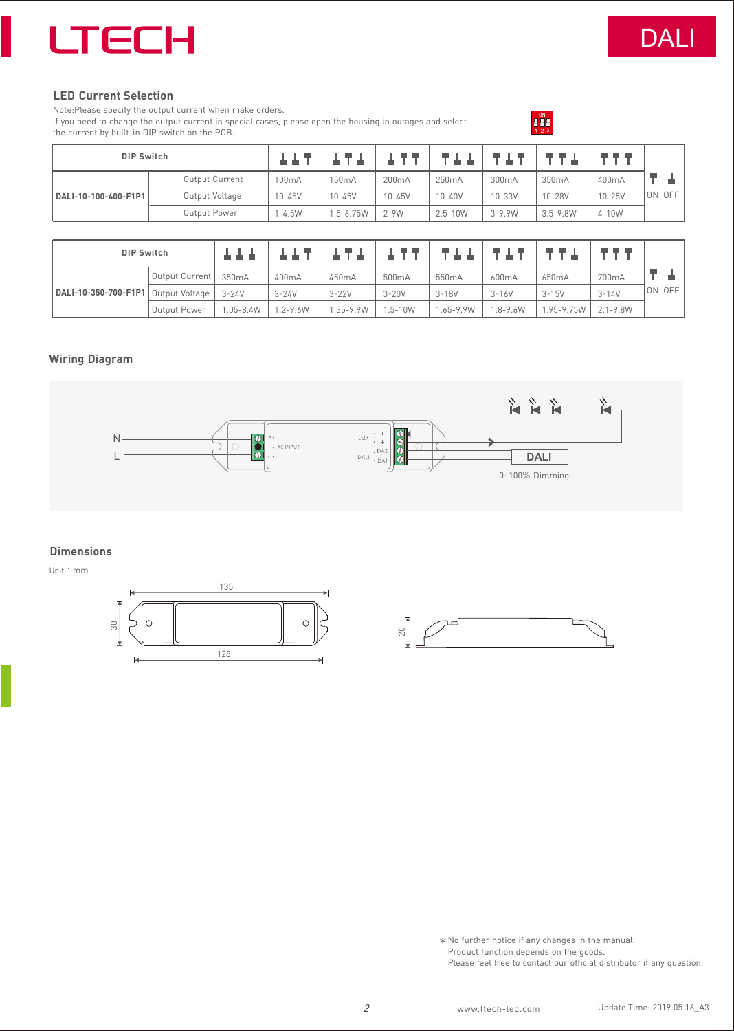## LED Current Selection

Note:Please specify the output current when make orders.
If you need to change the output current in special cases, please open the housing in outages and select the current by built-in DIP switch on the PCB.

| DIP Switch | | | | | | | | | ON OFF |
|---|---|---|---|---|---|---|---|---|---|
| DALI-10-100-400-F1P1 | Output Current | 100mA | 150mA | 200mA | 250mA | 300mA | 350mA | 400mA | |
| | Output Voltage | 10-45V | 10-45V | 10-45V | 10-40V | 10-33V | 10-28V | 10-25V | |
| | Output Power | 1-4.5W | 1.5-6.75W | 2-9W | 2.5-10W | 3-9.9W | 3.5-9.8W | 4-10W | |

| DIP Switch | | | | | | | | | | ON OFF |
|---|---|---|---|---|---|---|---|---|---|---|
| DALI-10-350-700-F1P1 | Output Current | 350mA | 400mA | 450mA | 500mA | 550mA | 600mA | 650mA | 700mA | |
| | Output Voltage | 3-24V | 3-24V | 3-22V | 3-20V | 3-18V | 3-16V | 3-15V | 3-14V | |
| | Output Power | 1.05-8.4W | 1.2-9.6W | 1.35-9.9W | 1.5-10W | 1.65-9.9W | 1.8-9.6W | 1.95-9.75W | 2.1-9.8W | |

## Wiring Diagram

N
L
AC INPUT
LED
DALI
DA2
DA1
DALI
0~100% Dimming

## Dimensions

Unit：mm

135
128
30
20

*No further notice if any changes in the manual.
Product function depends on the goods.
Please feel free to contact our official distributor if any question.

www.ltech-led.com

Update Time: 2019.05.16_A3